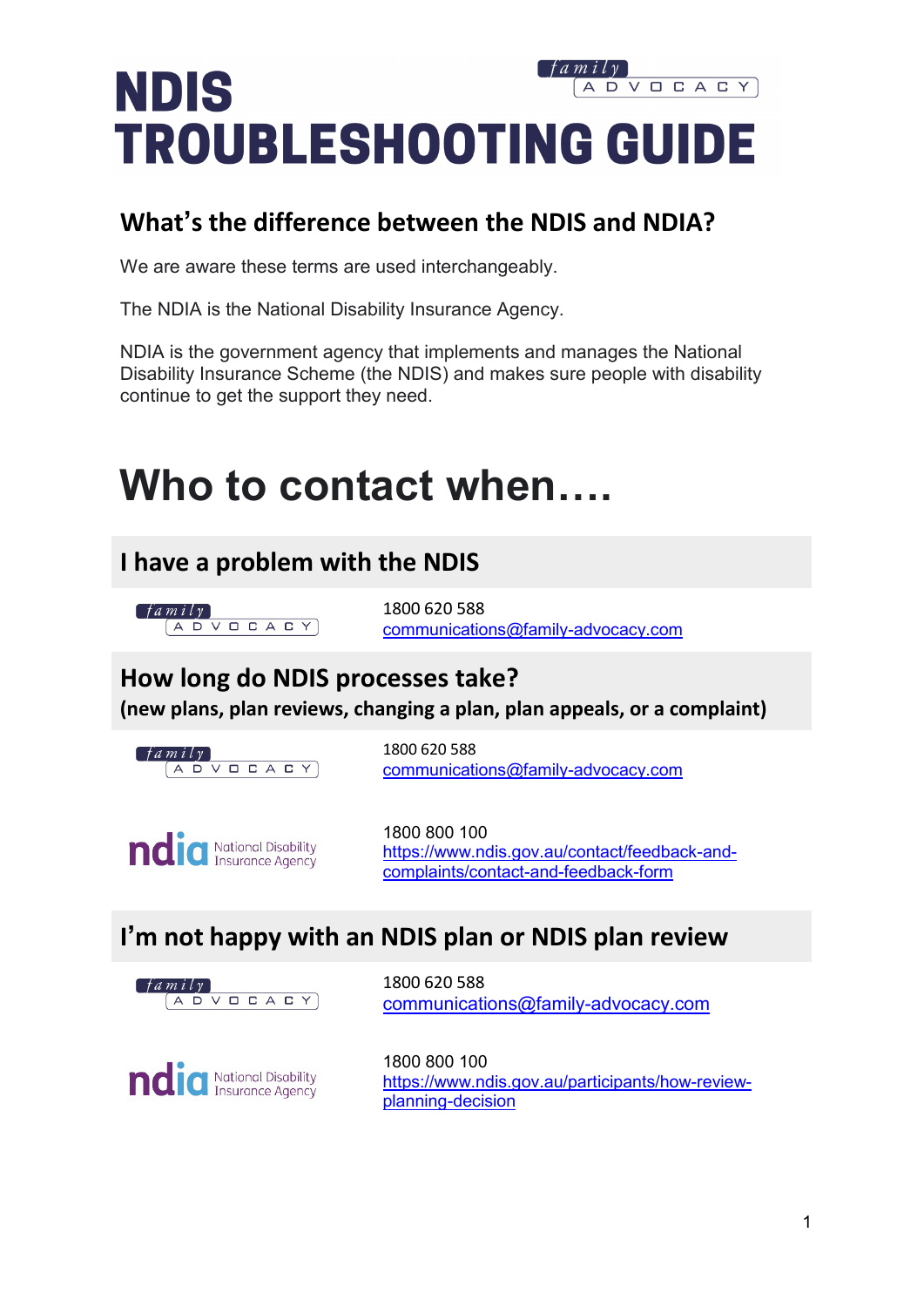# NDIS TROUBLESHOOTING GUIDE

## What's the difference between the NDIS and NDIA?

We are aware these terms are used interchangeably.

The NDIA is the National Disability Insurance Agency.

NDIA is the government agency that implements and manages the National Disability Insurance Scheme (the NDIS) and makes sure people with disability continue to get the support they need.

# Who to contact when….

## I have a problem with the NDIS

Family Advocacy

1800 620 588
communications@family-advocacy.com

## How long do NDIS processes take?

**(new plans, plan reviews, changing a plan, plan appeals, or a complaint)**

Family Advocacy

1800 620 588
communications@family-advocacy.com

NDIA – National Disability Insurance Agency

1800 800 100
https://www.ndis.gov.au/contact/feedback-and-complaints/contact-and-feedback-form

## I'm not happy with an NDIS plan or NDIS plan review

Family Advocacy

1800 620 588
communications@family-advocacy.com

NDIA – National Disability Insurance Agency

1800 800 100
https://www.ndis.gov.au/participants/how-review-planning-decision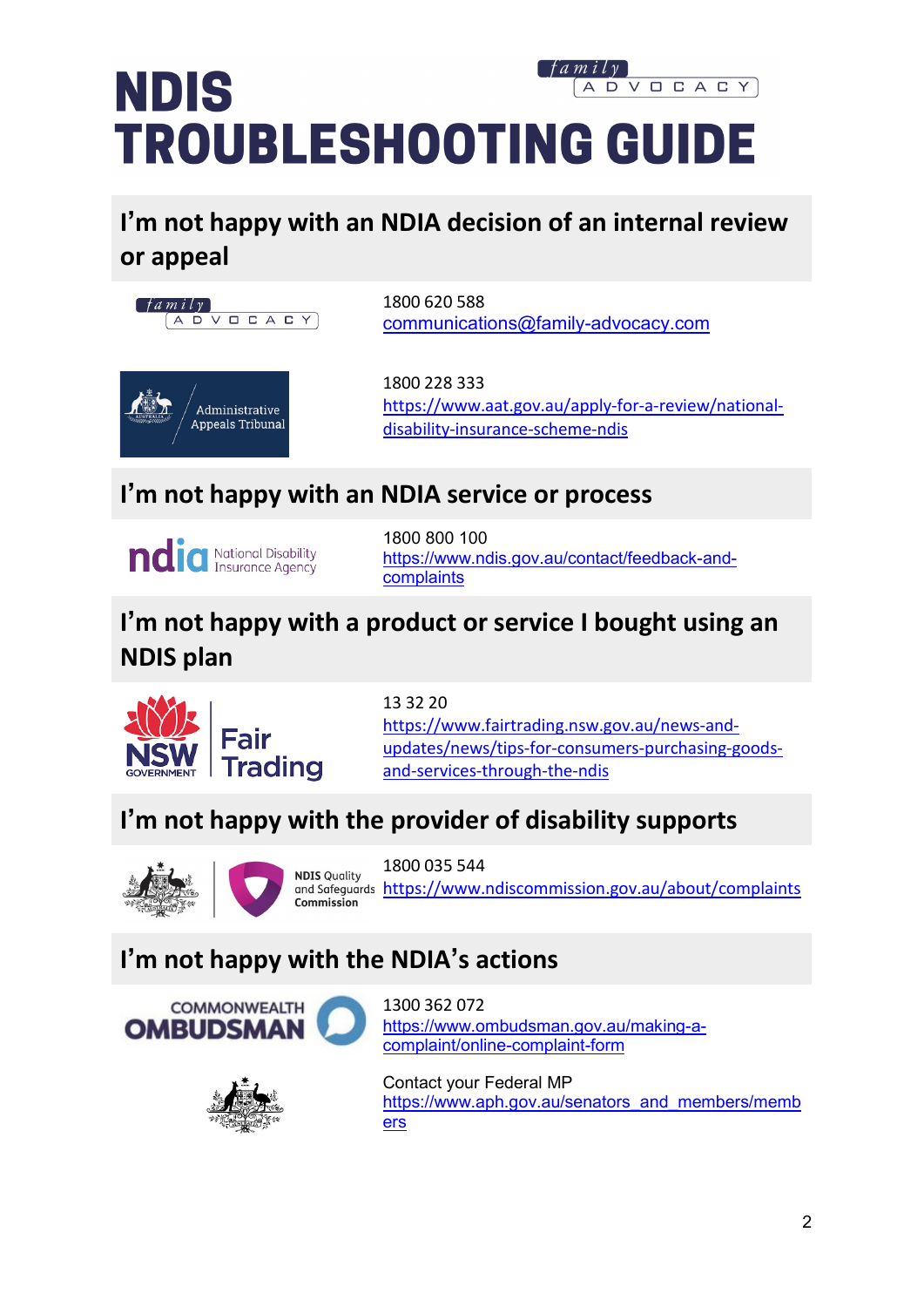# NDIS TROUBLESHOOTING GUIDE

## I'm not happy with an NDIA decision of an internal review or appeal

Family Advocacy

1800 620 588
communications@family-advocacy.com

Administrative Appeals Tribunal

1800 228 333
https://www.aat.gov.au/apply-for-a-review/national-disability-insurance-scheme-ndis

## I'm not happy with an NDIA service or process

ndia National Disability Insurance Agency

1800 800 100
https://www.ndis.gov.au/contact/feedback-and-complaints

## I'm not happy with a product or service I bought using an NDIS plan

NSW Government Fair Trading

13 32 20
https://www.fairtrading.nsw.gov.au/news-and-updates/news/tips-for-consumers-purchasing-goods-and-services-through-the-ndis

## I'm not happy with the provider of disability supports

NDIS Quality and Safeguards Commission

1800 035 544
https://www.ndiscommission.gov.au/about/complaints

## I'm not happy with the NDIA's actions

Commonwealth Ombudsman

1300 362 072
https://www.ombudsman.gov.au/making-a-complaint/online-complaint-form

Contact your Federal MP
https://www.aph.gov.au/senators_and_members/members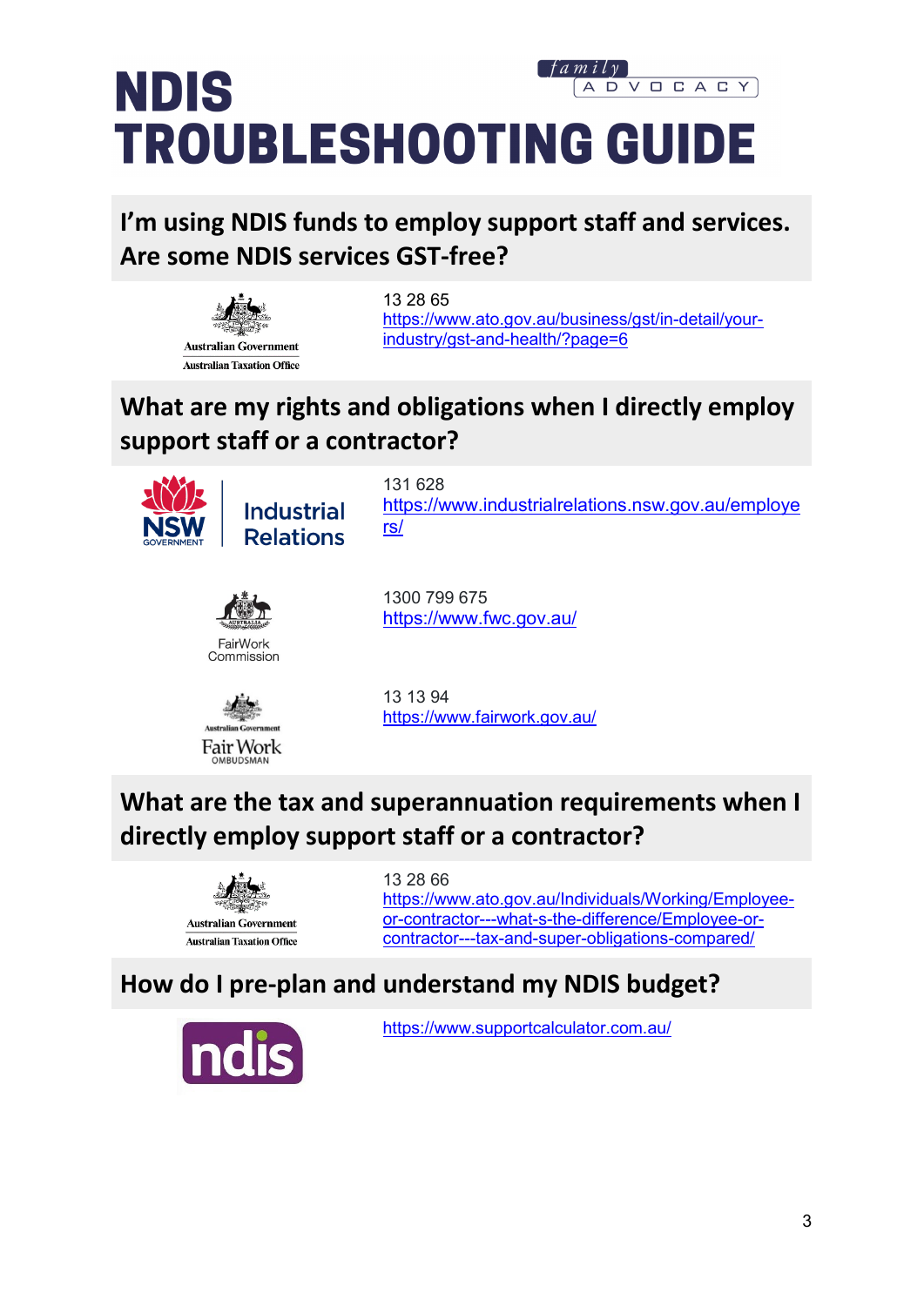# NDIS TROUBLESHOOTING GUIDE

## I'm using NDIS funds to employ support staff and services. Are some NDIS services GST-free?

Australian Government
Australian Taxation Office

13 28 65
https://www.ato.gov.au/business/gst/in-detail/your-industry/gst-and-health/?page=6

## What are my rights and obligations when I directly employ support staff or a contractor?

NSW Government Industrial Relations

131 628
https://www.industrialrelations.nsw.gov.au/employers/

FairWork Commission

1300 799 675
https://www.fwc.gov.au/

Australian Government Fair Work Ombudsman

13 13 94
https://www.fairwork.gov.au/

## What are the tax and superannuation requirements when I directly employ support staff or a contractor?

Australian Government
Australian Taxation Office

13 28 66
https://www.ato.gov.au/Individuals/Working/Employee-or-contractor---what-s-the-difference/Employee-or-contractor---tax-and-super-obligations-compared/

## How do I pre-plan and understand my NDIS budget?

ndis

https://www.supportcalculator.com.au/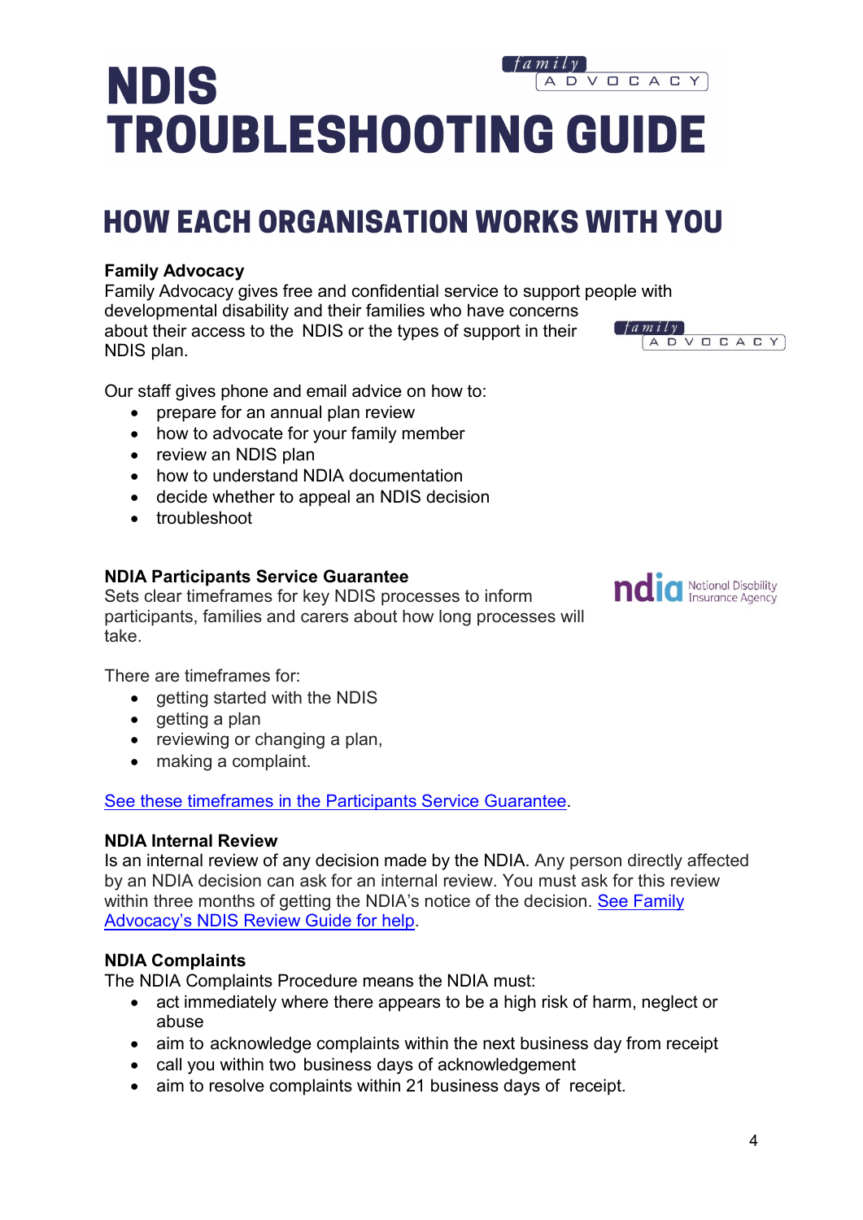# NDIS TROUBLESHOOTING GUIDE

## HOW EACH ORGANISATION WORKS WITH YOU

**Family Advocacy**
Family Advocacy gives free and confidential service to support people with developmental disability and their families who have concerns about their access to the NDIS or the types of support in their NDIS plan.

Our staff gives phone and email advice on how to:

- prepare for an annual plan review
- how to advocate for your family member
- review an NDIS plan
- how to understand NDIA documentation
- decide whether to appeal an NDIS decision
- troubleshoot

**NDIA Participants Service Guarantee**
Sets clear timeframes for key NDIS processes to inform participants, families and carers about how long processes will take.

There are timeframes for:

- getting started with the NDIS
- getting a plan
- reviewing or changing a plan,
- making a complaint.

See these timeframes in the Participants Service Guarantee.

**NDIA Internal Review**
Is an internal review of any decision made by the NDIA. Any person directly affected by an NDIA decision can ask for an internal review. You must ask for this review within three months of getting the NDIA's notice of the decision. See Family Advocacy's NDIS Review Guide for help.

**NDIA Complaints**
The NDIA Complaints Procedure means the NDIA must:

- act immediately where there appears to be a high risk of harm, neglect or abuse
- aim to acknowledge complaints within the next business day from receipt
- call you within two business days of acknowledgement
- aim to resolve complaints within 21 business days of receipt.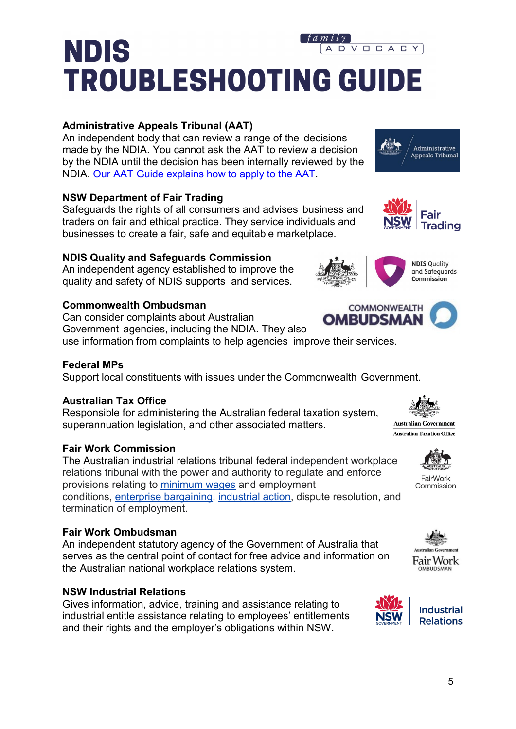# NDIS TROUBLESHOOTING GUIDE

### Administrative Appeals Tribunal (AAT)

An independent body that can review a range of the decisions made by the NDIA. You cannot ask the AAT to review a decision by the NDIA until the decision has been internally reviewed by the NDIA. Our AAT Guide explains how to apply to the AAT.

### NSW Department of Fair Trading

Safeguards the rights of all consumers and advises business and traders on fair and ethical practice. They service individuals and businesses to create a fair, safe and equitable marketplace.

### NDIS Quality and Safeguards Commission

An independent agency established to improve the quality and safety of NDIS supports and services.

### Commonwealth Ombudsman

Can consider complaints about Australian Government agencies, including the NDIA. They also use information from complaints to help agencies improve their services.

### Federal MPs

Support local constituents with issues under the Commonwealth Government.

### Australian Tax Office

Responsible for administering the Australian federal taxation system, superannuation legislation, and other associated matters.

### Fair Work Commission

The Australian industrial relations tribunal federal independent workplace relations tribunal with the power and authority to regulate and enforce provisions relating to minimum wages and employment conditions, enterprise bargaining, industrial action, dispute resolution, and termination of employment.

### Fair Work Ombudsman

An independent statutory agency of the Government of Australia that serves as the central point of contact for free advice and information on the Australian national workplace relations system.

### NSW Industrial Relations

Gives information, advice, training and assistance relating to industrial entitle assistance relating to employees' entitlements and their rights and the employer's obligations within NSW.